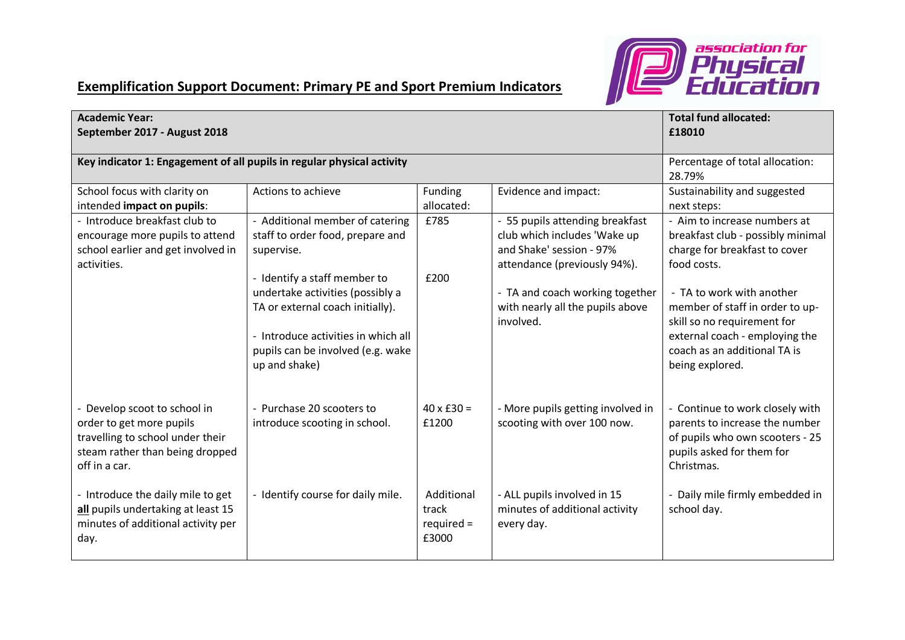## Exemplification Support Document: Primary PE and Sport Premium Indicators

| **Academic Year:**<br>**September 2017 - August 2018** | | | | **Total fund allocated:**<br>**£18010** |
|---|---|---|---|---|
| **Key indicator 1: Engagement of all pupils in regular physical activity** | | | | Percentage of total allocation:<br>28.79% |
| School focus with clarity on intended **impact on pupils**: | Actions to achieve | Funding allocated: | Evidence and impact: | Sustainability and suggested next steps: |
| - Introduce breakfast club to encourage more pupils to attend school earlier and get involved in activities. | - Additional member of catering staff to order food, prepare and supervise.<br><br>- Identify a staff member to undertake activities (possibly a TA or external coach initially).<br><br>- Introduce activities in which all pupils can be involved (e.g. wake up and shake) | £785<br><br>£200 | - 55 pupils attending breakfast club which includes 'Wake up and Shake' session - 97% attendance (previously 94%).<br><br>- TA and coach working together with nearly all the pupils above involved. | - Aim to increase numbers at breakfast club - possibly minimal charge for breakfast to cover food costs.<br><br>- TA to work with another member of staff in order to up-skill so no requirement for external coach - employing the coach as an additional TA is being explored. |
| - Develop scoot to school in order to get more pupils travelling to school under their steam rather than being dropped off in a car. | - Purchase 20 scooters to introduce scooting in school. | 40 x £30 = £1200 | - More pupils getting involved in scooting with over 100 now. | - Continue to work closely with parents to increase the number of pupils who own scooters - 25 pupils asked for them for Christmas. |
| - Introduce the daily mile to get <ins>**all**</ins> pupils undertaking at least 15 minutes of additional activity per day. | - Identify course for daily mile. | Additional track required = £3000 | - ALL pupils involved in 15 minutes of additional activity every day. | - Daily mile firmly embedded in school day. |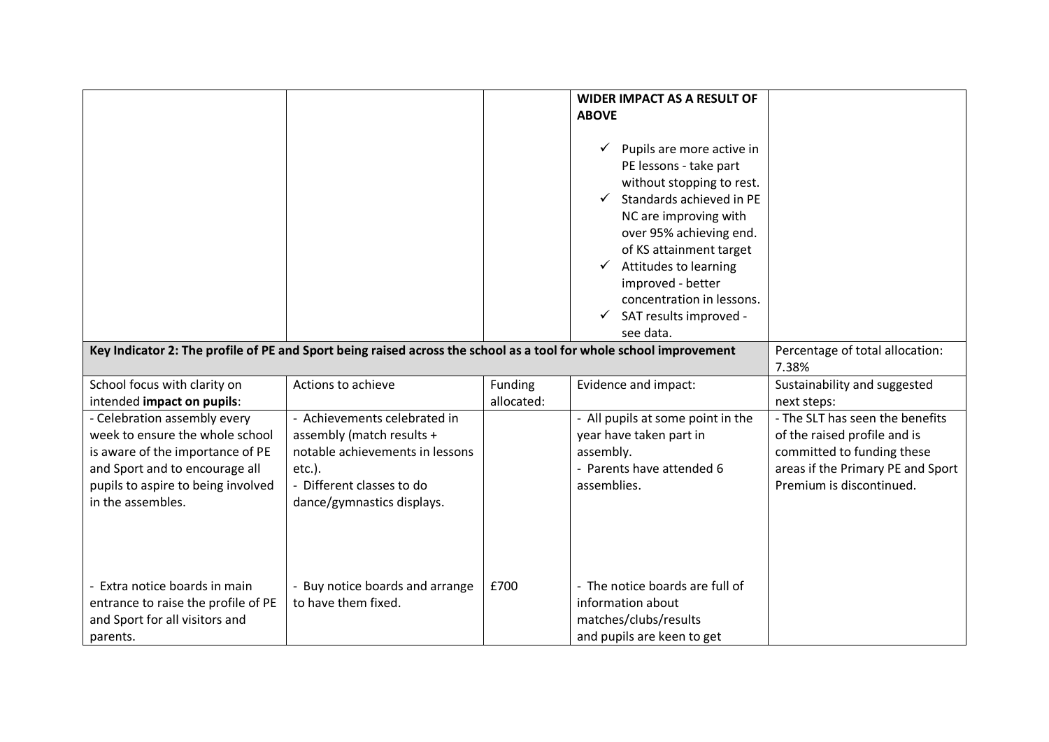| | | | **WIDER IMPACT AS A RESULT OF ABOVE**<br><br>✓ Pupils are more active in PE lessons - take part without stopping to rest.<br>✓ Standards achieved in PE NC are improving with over 95% achieving end. of KS attainment target<br>✓ Attitudes to learning improved - better concentration in lessons.<br>✓ SAT results improved - see data. | |
|---|---|---|---|---|
| **Key Indicator 2: The profile of PE and Sport being raised across the school as a tool for whole school improvement** | | | | Percentage of total allocation: 7.38% |
| School focus with clarity on intended **impact on pupils**: | Actions to achieve | Funding allocated: | Evidence and impact: | Sustainability and suggested next steps: |
| - Celebration assembly every week to ensure the whole school is aware of the importance of PE and Sport and to encourage all pupils to aspire to being involved in the assembles.<br><br><br><br><br>- Extra notice boards in main entrance to raise the profile of PE and Sport for all visitors and parents. | - Achievements celebrated in assembly (match results + notable achievements in lessons etc.).<br>- Different classes to do dance/gymnastics displays.<br><br><br><br><br>- Buy notice boards and arrange to have them fixed. | <br><br><br><br><br><br><br><br><br>£700 | - All pupils at some point in the year have taken part in assembly.<br>- Parents have attended 6 assemblies.<br><br><br><br><br>- The notice boards are full of information about matches/clubs/results and pupils are keen to get | - The SLT has seen the benefits of the raised profile and is committed to funding these areas if the Primary PE and Sport Premium is discontinued. |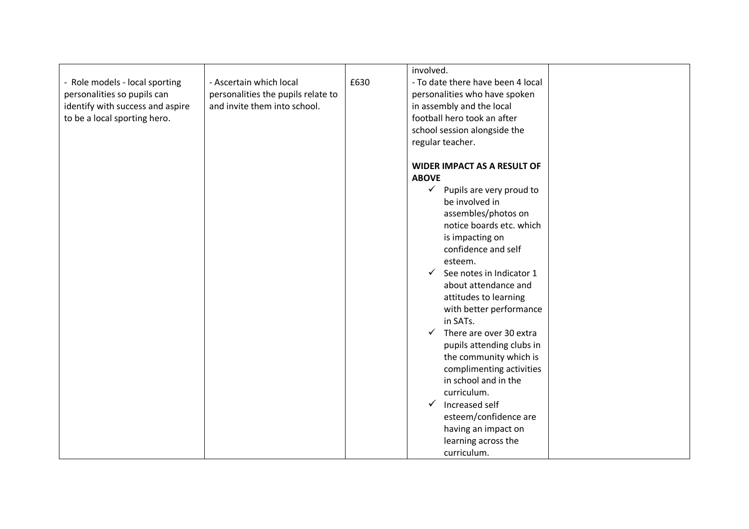| | | | | |
|---|---|---|---|---|
| - Role models - local sporting personalities so pupils can identify with success and aspire to be a local sporting hero. | - Ascertain which local personalities the pupils relate to and invite them into school. | £630 | involved.<br>- To date there have been 4 local personalities who have spoken in assembly and the local football hero took an after school session alongside the regular teacher.<br><br>**WIDER IMPACT AS A RESULT OF ABOVE**<br>✓ Pupils are very proud to be involved in assembles/photos on notice boards etc. which is impacting on confidence and self esteem.<br>✓ See notes in Indicator 1 about attendance and attitudes to learning with better performance in SATs.<br>✓ There are over 30 extra pupils attending clubs in the community which is complimenting activities in school and in the curriculum.<br>✓ Increased self esteem/confidence are having an impact on learning across the curriculum. | |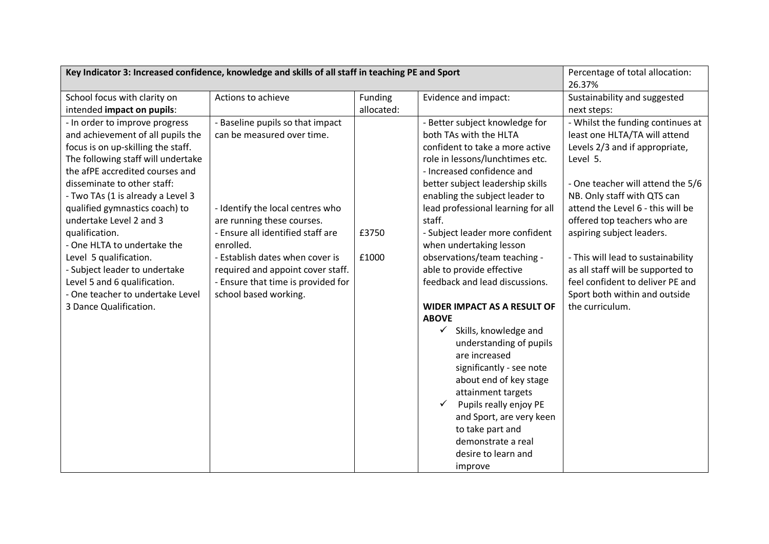| **Key Indicator 3: Increased confidence, knowledge and skills of all staff in teaching PE and Sport** | | | | Percentage of total allocation: 26.37% |
|---|---|---|---|---|
| School focus with clarity on intended **impact on pupils**: | Actions to achieve | Funding allocated: | Evidence and impact: | Sustainability and suggested next steps: |
| - In order to improve progress and achievement of all pupils the focus is on up-skilling the staff. The following staff will undertake the afPE accredited courses and disseminate to other staff:<br>- Two TAs (1 is already a Level 3 qualified gymnastics coach) to undertake Level 2 and 3 qualification.<br>- One HLTA to undertake the Level 5 qualification.<br>- Subject leader to undertake Level 5 and 6 qualification.<br>- One teacher to undertake Level 3 Dance Qualification. | - Baseline pupils so that impact can be measured over time.<br><br>- Identify the local centres who are running these courses.<br>- Ensure all identified staff are enrolled.<br>- Establish dates when cover is required and appoint cover staff.<br>- Ensure that time is provided for school based working. | £3750<br><br>£1000 | - Better subject knowledge for both TAs with the HLTA confident to take a more active role in lessons/lunchtimes etc.<br>- Increased confidence and better subject leadership skills enabling the subject leader to lead professional learning for all staff.<br>- Subject leader more confident when undertaking lesson observations/team teaching - able to provide effective feedback and lead discussions.<br><br>**WIDER IMPACT AS A RESULT OF ABOVE**<br>✓ Skills, knowledge and understanding of pupils are increased significantly - see note about end of key stage attainment targets<br>✓ Pupils really enjoy PE and Sport, are very keen to take part and demonstrate a real desire to learn and improve | - Whilst the funding continues at least one HLTA/TA will attend Levels 2/3 and if appropriate, Level 5.<br><br>- One teacher will attend the 5/6 NB. Only staff with QTS can attend the Level 6 - this will be offered top teachers who are aspiring subject leaders.<br><br>- This will lead to sustainability as all staff will be supported to feel confident to deliver PE and Sport both within and outside the curriculum. |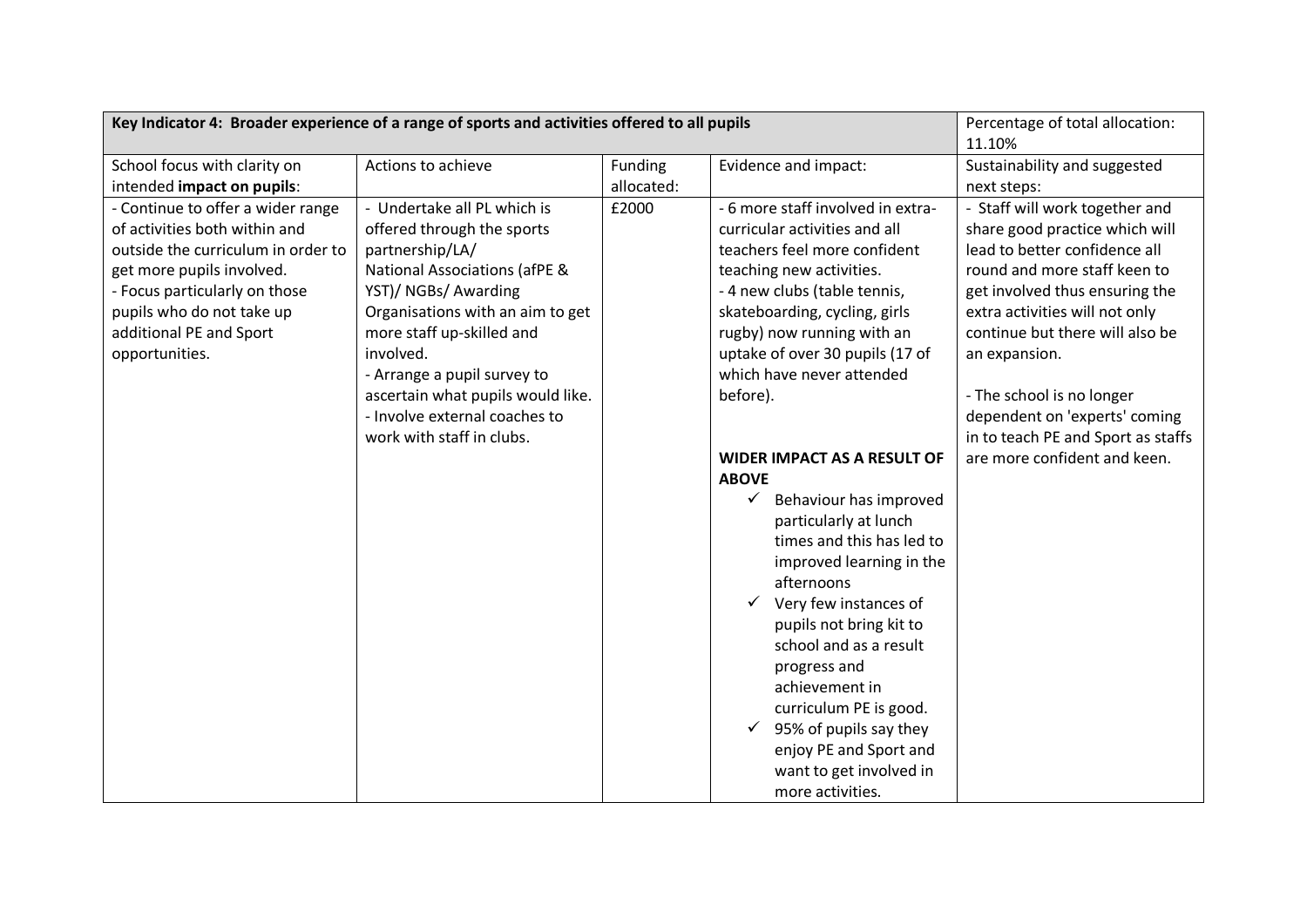| Key Indicator 4: Broader experience of a range of sports and activities offered to all pupils | | | | Percentage of total allocation: 11.10% |
|---|---|---|---|---|
| School focus with clarity on intended **impact on pupils**: | Actions to achieve | Funding allocated: | Evidence and impact: | Sustainability and suggested next steps: |
| - Continue to offer a wider range of activities both within and outside the curriculum in order to get more pupils involved.<br>- Focus particularly on those pupils who do not take up additional PE and Sport opportunities. | - Undertake all PL which is offered through the sports partnership/LA/ National Associations (afPE & YST)/ NGBs/ Awarding Organisations with an aim to get more staff up-skilled and involved.<br>- Arrange a pupil survey to ascertain what pupils would like.<br>- Involve external coaches to work with staff in clubs. | £2000 | - 6 more staff involved in extra-curricular activities and all teachers feel more confident teaching new activities.<br>- 4 new clubs (table tennis, skateboarding, cycling, girls rugby) now running with an uptake of over 30 pupils (17 of which have never attended before).<br><br>**WIDER IMPACT AS A RESULT OF ABOVE**<br>✓ Behaviour has improved particularly at lunch times and this has led to improved learning in the afternoons<br>✓ Very few instances of pupils not bring kit to school and as a result progress and achievement in curriculum PE is good.<br>✓ 95% of pupils say they enjoy PE and Sport and want to get involved in more activities. | - Staff will work together and share good practice which will lead to better confidence all round and more staff keen to get involved thus ensuring the extra activities will not only continue but there will also be an expansion.<br><br>- The school is no longer dependent on 'experts' coming in to teach PE and Sport as staffs are more confident and keen. |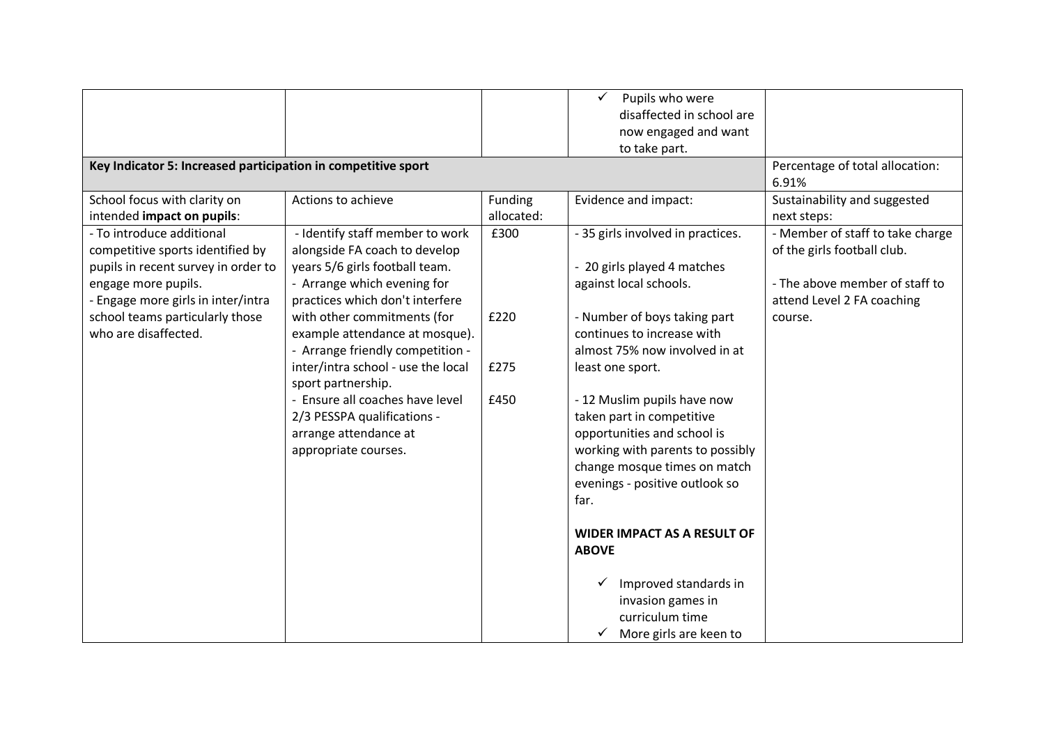| | | | | |
|---|---|---|---|---|
| | | | ✓ Pupils who were disaffected in school are now engaged and want to take part. | |
| **Key Indicator 5: Increased participation in competitive sport** | | | | Percentage of total allocation: 6.91% |
| School focus with clarity on intended **impact on pupils**: | Actions to achieve | Funding allocated: | Evidence and impact: | Sustainability and suggested next steps: |
| - To introduce additional competitive sports identified by pupils in recent survey in order to engage more pupils.<br>- Engage more girls in inter/intra school teams particularly those who are disaffected. | - Identify staff member to work alongside FA coach to develop years 5/6 girls football team.<br>- Arrange which evening for practices which don't interfere with other commitments (for example attendance at mosque).<br>- Arrange friendly competition - inter/intra school - use the local sport partnership.<br>- Ensure all coaches have level 2/3 PESSPA qualifications - arrange attendance at appropriate courses. | £300<br><br>£220<br><br>£275<br><br>£450 | - 35 girls involved in practices.<br><br>- 20 girls played 4 matches against local schools.<br><br>- Number of boys taking part continues to increase with almost 75% now involved in at least one sport.<br><br>- 12 Muslim pupils have now taken part in competitive opportunities and school is working with parents to possibly change mosque times on match evenings - positive outlook so far.<br><br>**WIDER IMPACT AS A RESULT OF ABOVE**<br><br>✓ Improved standards in invasion games in curriculum time<br>✓ More girls are keen to | - Member of staff to take charge of the girls football club.<br><br>- The above member of staff to attend Level 2 FA coaching course. |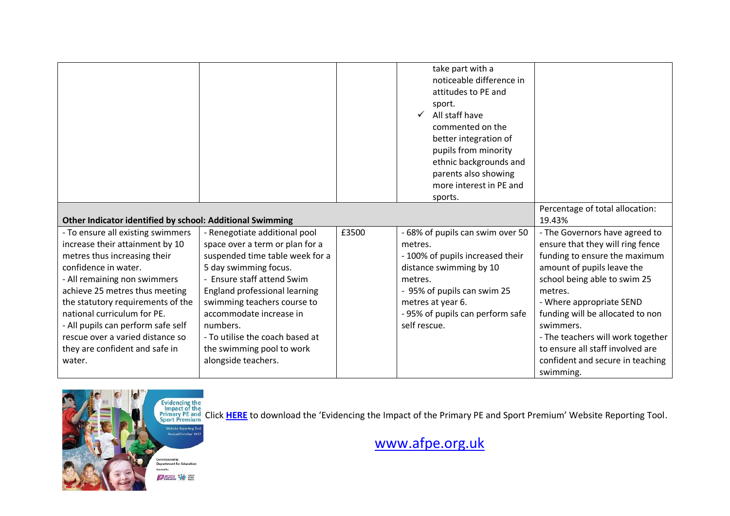| | | | | |
|---|---|---|---|---|
| | | | take part with a noticeable difference in attitudes to PE and sport.<br>✓ All staff have commented on the better integration of pupils from minority ethnic backgrounds and parents also showing more interest in PE and sports. | |
| **Other Indicator identified by school: Additional Swimming** | | | | Percentage of total allocation: 19.43% |
| - To ensure all existing swimmers increase their attainment by 10 metres thus increasing their confidence in water.<br>- All remaining non swimmers achieve 25 metres thus meeting the statutory requirements of the national curriculum for PE.<br>- All pupils can perform safe self rescue over a varied distance so they are confident and safe in water. | - Renegotiate additional pool space over a term or plan for a suspended time table week for a 5 day swimming focus.<br>- Ensure staff attend Swim England professional learning swimming teachers course to accommodate increase in numbers.<br>- To utilise the coach based at the swimming pool to work alongside teachers. | £3500 | - 68% of pupils can swim over 50 metres.<br>- 100% of pupils increased their distance swimming by 10 metres.<br>- 95% of pupils can swim 25 metres at year 6.<br>- 95% of pupils can perform safe self rescue. | - The Governors have agreed to ensure that they will ring fence funding to ensure the maximum amount of pupils leave the school being able to swim 25 metres.<br>- Where appropriate SEND funding will be allocated to non swimmers.<br>- The teachers will work together to ensure all staff involved are confident and secure in teaching swimming. |

Click **HERE** to download the 'Evidencing the Impact of the Primary PE and Sport Premium' Website Reporting Tool.

www.afpe.org.uk